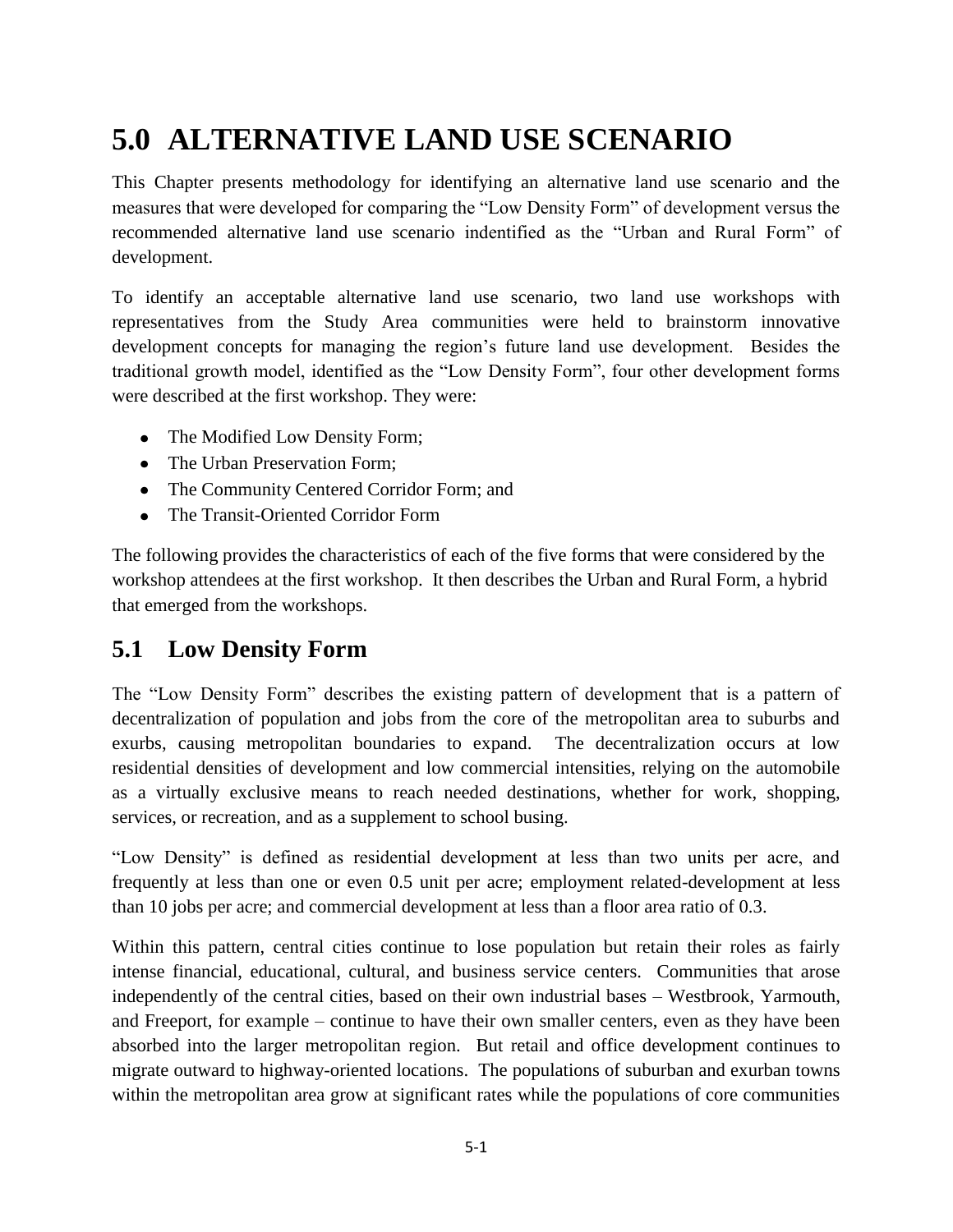# 5.0 ALTERNATIVE LAND USE SCENARIO

This Chapter presents methodology for identifying an alternative land use scenario and the measures that were developed for comparing the "Low Density Form" of development versus the recommended alternative land use scenario indentified as the "Urban and Rural Form" of development.

To identify an acceptable alternative land use scenario, two land use workshops with representatives from the Study Area communities were held to brainstorm innovative development concepts for managing the region's future land use development. Besides the traditional growth model, identified as the "Low Density Form", four other development forms were described at the first workshop. They were:

- The Modified Low Density Form;
- The Urban Preservation Form;
- The Community Centered Corridor Form; and
- The Transit-Oriented Corridor Form

The following provides the characteristics of each of the five forms that were considered by the workshop attendees at the first workshop. It then describes the Urban and Rural Form, a hybrid that emerged from the workshops.

## 5.1 Low Density Form

The "Low Density Form" describes the existing pattern of development that is a pattern of decentralization of population and jobs from the core of the metropolitan area to suburbs and exurbs, causing metropolitan boundaries to expand. The decentralization occurs at low residential densities of development and low commercial intensities, relying on the automobile as a virtually exclusive means to reach needed destinations, whether for work, shopping, services, or recreation, and as a supplement to school busing.

"Low Density" is defined as residential development at less than two units per acre, and frequently at less than one or even 0.5 unit per acre; employment related-development at less than 10 jobs per acre; and commercial development at less than a floor area ratio of 0.3.

Within this pattern, central cities continue to lose population but retain their roles as fairly intense financial, educational, cultural, and business service centers. Communities that arose independently of the central cities, based on their own industrial bases – Westbrook, Yarmouth, and Freeport, for example – continue to have their own smaller centers, even as they have been absorbed into the larger metropolitan region. But retail and office development continues to migrate outward to highway-oriented locations. The populations of suburban and exurban towns within the metropolitan area grow at significant rates while the populations of core communities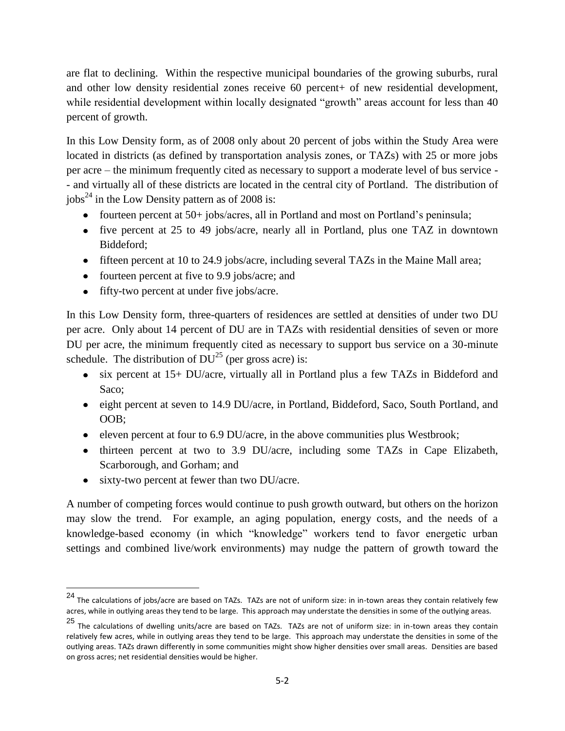are flat to declining. Within the respective municipal boundaries of the growing suburbs, rural and other low density residential zones receive 60 percent+ of new residential development, while residential development within locally designated "growth" areas account for less than 40 percent of growth.

In this Low Density form, as of 2008 only about 20 percent of jobs within the Study Area were located in districts (as defined by transportation analysis zones, or TAZs) with 25 or more jobs per acre – the minimum frequently cited as necessary to support a moderate level of bus service -- and virtually all of these districts are located in the central city of Portland. The distribution of jobs[24] in the Low Density pattern as of 2008 is:

- fourteen percent at 50+ jobs/acres, all in Portland and most on Portland's peninsula;
- five percent at 25 to 49 jobs/acre, nearly all in Portland, plus one TAZ in downtown Biddeford;
- fifteen percent at 10 to 24.9 jobs/acre, including several TAZs in the Maine Mall area;
- fourteen percent at five to 9.9 jobs/acre; and
- fifty-two percent at under five jobs/acre.

In this Low Density form, three-quarters of residences are settled at densities of under two DU per acre. Only about 14 percent of DU are in TAZs with residential densities of seven or more DU per acre, the minimum frequently cited as necessary to support bus service on a 30-minute schedule. The distribution of DU[25] (per gross acre) is:

- six percent at 15+ DU/acre, virtually all in Portland plus a few TAZs in Biddeford and Saco;
- eight percent at seven to 14.9 DU/acre, in Portland, Biddeford, Saco, South Portland, and OOB;
- eleven percent at four to 6.9 DU/acre, in the above communities plus Westbrook;
- thirteen percent at two to 3.9 DU/acre, including some TAZs in Cape Elizabeth, Scarborough, and Gorham; and
- sixty-two percent at fewer than two DU/acre.

A number of competing forces would continue to push growth outward, but others on the horizon may slow the trend. For example, an aging population, energy costs, and the needs of a knowledge-based economy (in which "knowledge" workers tend to favor energetic urban settings and combined live/work environments) may nudge the pattern of growth toward the

---

[24] The calculations of jobs/acre are based on TAZs. TAZs are not of uniform size: in in-town areas they contain relatively few acres, while in outlying areas they tend to be large. This approach may understate the densities in some of the outlying areas.

[25] The calculations of dwelling units/acre are based on TAZs. TAZs are not of uniform size: in in-town areas they contain relatively few acres, while in outlying areas they tend to be large. This approach may understate the densities in some of the outlying areas. TAZs drawn differently in some communities might show higher densities over small areas. Densities are based on gross acres; net residential densities would be higher.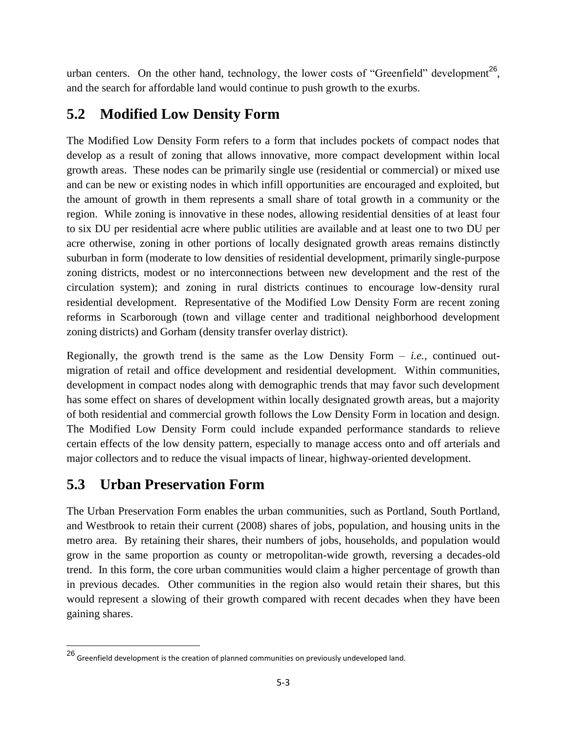urban centers. On the other hand, technology, the lower costs of "Greenfield" development[26], and the search for affordable land would continue to push growth to the exurbs.

## 5.2 Modified Low Density Form

The Modified Low Density Form refers to a form that includes pockets of compact nodes that develop as a result of zoning that allows innovative, more compact development within local growth areas. These nodes can be primarily single use (residential or commercial) or mixed use and can be new or existing nodes in which infill opportunities are encouraged and exploited, but the amount of growth in them represents a small share of total growth in a community or the region. While zoning is innovative in these nodes, allowing residential densities of at least four to six DU per residential acre where public utilities are available and at least one to two DU per acre otherwise, zoning in other portions of locally designated growth areas remains distinctly suburban in form (moderate to low densities of residential development, primarily single-purpose zoning districts, modest or no interconnections between new development and the rest of the circulation system); and zoning in rural districts continues to encourage low-density rural residential development. Representative of the Modified Low Density Form are recent zoning reforms in Scarborough (town and village center and traditional neighborhood development zoning districts) and Gorham (density transfer overlay district).

Regionally, the growth trend is the same as the Low Density Form – *i.e.*, continued out-migration of retail and office development and residential development. Within communities, development in compact nodes along with demographic trends that may favor such development has some effect on shares of development within locally designated growth areas, but a majority of both residential and commercial growth follows the Low Density Form in location and design. The Modified Low Density Form could include expanded performance standards to relieve certain effects of the low density pattern, especially to manage access onto and off arterials and major collectors and to reduce the visual impacts of linear, highway-oriented development.

## 5.3 Urban Preservation Form

The Urban Preservation Form enables the urban communities, such as Portland, South Portland, and Westbrook to retain their current (2008) shares of jobs, population, and housing units in the metro area. By retaining their shares, their numbers of jobs, households, and population would grow in the same proportion as county or metropolitan-wide growth, reversing a decades-old trend. In this form, the core urban communities would claim a higher percentage of growth than in previous decades. Other communities in the region also would retain their shares, but this would represent a slowing of their growth compared with recent decades when they have been gaining shares.

---

[26] Greenfield development is the creation of planned communities on previously undeveloped land.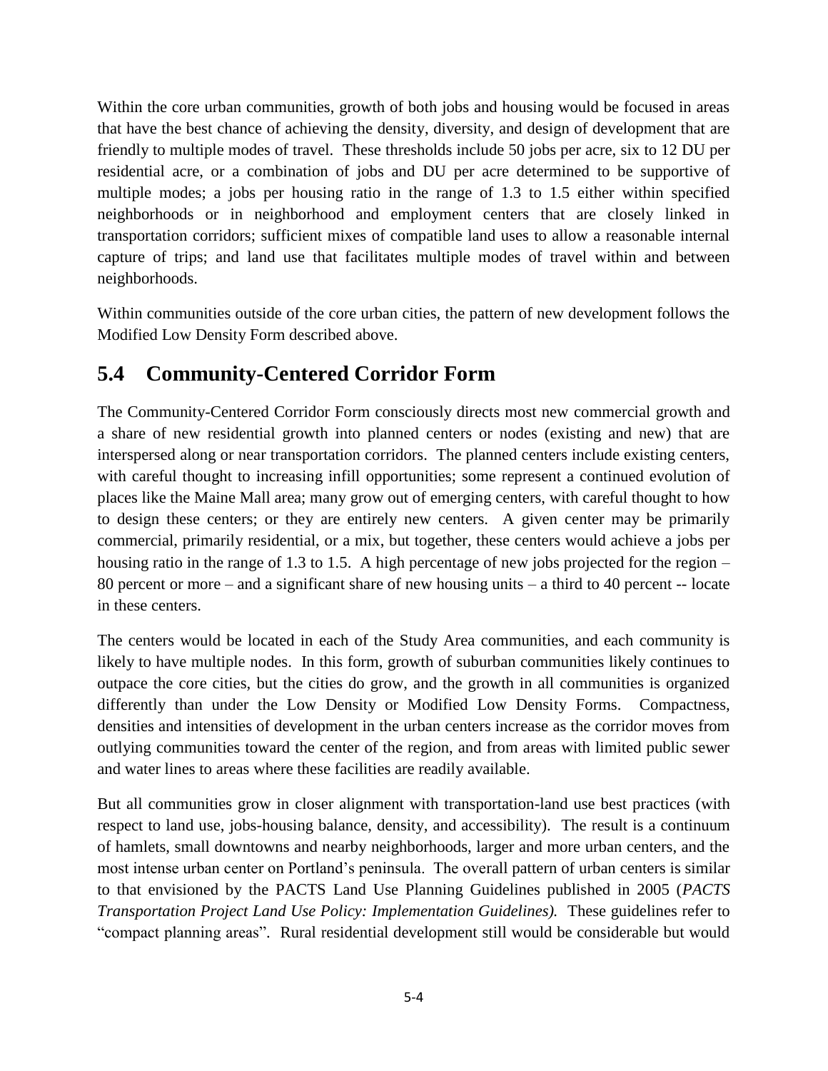Within the core urban communities, growth of both jobs and housing would be focused in areas that have the best chance of achieving the density, diversity, and design of development that are friendly to multiple modes of travel. These thresholds include 50 jobs per acre, six to 12 DU per residential acre, or a combination of jobs and DU per acre determined to be supportive of multiple modes; a jobs per housing ratio in the range of 1.3 to 1.5 either within specified neighborhoods or in neighborhood and employment centers that are closely linked in transportation corridors; sufficient mixes of compatible land uses to allow a reasonable internal capture of trips; and land use that facilitates multiple modes of travel within and between neighborhoods.

Within communities outside of the core urban cities, the pattern of new development follows the Modified Low Density Form described above.

## 5.4 Community-Centered Corridor Form

The Community-Centered Corridor Form consciously directs most new commercial growth and a share of new residential growth into planned centers or nodes (existing and new) that are interspersed along or near transportation corridors. The planned centers include existing centers, with careful thought to increasing infill opportunities; some represent a continued evolution of places like the Maine Mall area; many grow out of emerging centers, with careful thought to how to design these centers; or they are entirely new centers. A given center may be primarily commercial, primarily residential, or a mix, but together, these centers would achieve a jobs per housing ratio in the range of 1.3 to 1.5. A high percentage of new jobs projected for the region – 80 percent or more – and a significant share of new housing units – a third to 40 percent -- locate in these centers.

The centers would be located in each of the Study Area communities, and each community is likely to have multiple nodes. In this form, growth of suburban communities likely continues to outpace the core cities, but the cities do grow, and the growth in all communities is organized differently than under the Low Density or Modified Low Density Forms. Compactness, densities and intensities of development in the urban centers increase as the corridor moves from outlying communities toward the center of the region, and from areas with limited public sewer and water lines to areas where these facilities are readily available.

But all communities grow in closer alignment with transportation-land use best practices (with respect to land use, jobs-housing balance, density, and accessibility). The result is a continuum of hamlets, small downtowns and nearby neighborhoods, larger and more urban centers, and the most intense urban center on Portland's peninsula. The overall pattern of urban centers is similar to that envisioned by the PACTS Land Use Planning Guidelines published in 2005 (*PACTS Transportation Project Land Use Policy: Implementation Guidelines).* These guidelines refer to "compact planning areas". Rural residential development still would be considerable but would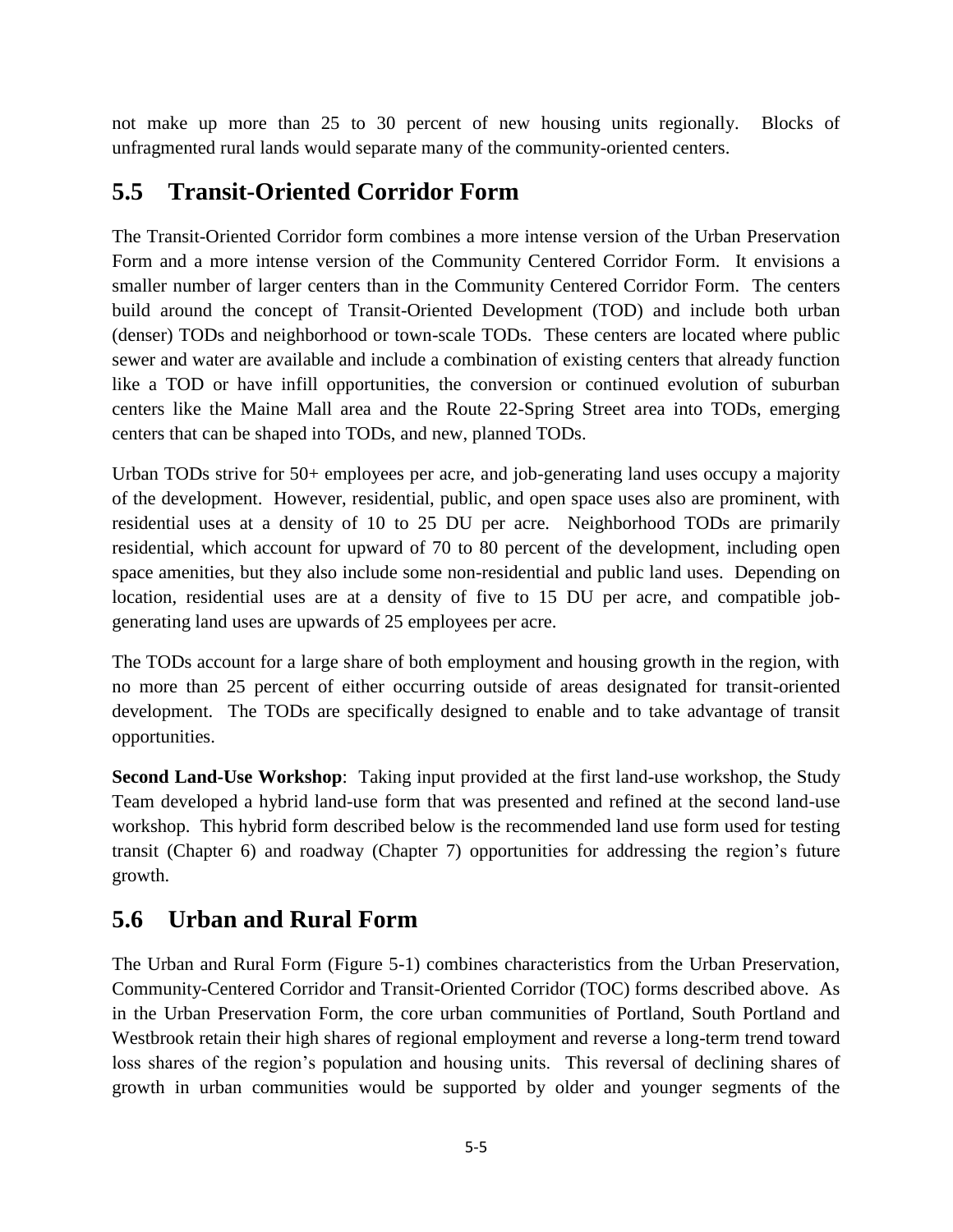not make up more than 25 to 30 percent of new housing units regionally. Blocks of unfragmented rural lands would separate many of the community-oriented centers.

## 5.5 Transit-Oriented Corridor Form

The Transit-Oriented Corridor form combines a more intense version of the Urban Preservation Form and a more intense version of the Community Centered Corridor Form. It envisions a smaller number of larger centers than in the Community Centered Corridor Form. The centers build around the concept of Transit-Oriented Development (TOD) and include both urban (denser) TODs and neighborhood or town-scale TODs. These centers are located where public sewer and water are available and include a combination of existing centers that already function like a TOD or have infill opportunities, the conversion or continued evolution of suburban centers like the Maine Mall area and the Route 22-Spring Street area into TODs, emerging centers that can be shaped into TODs, and new, planned TODs.

Urban TODs strive for 50+ employees per acre, and job-generating land uses occupy a majority of the development. However, residential, public, and open space uses also are prominent, with residential uses at a density of 10 to 25 DU per acre. Neighborhood TODs are primarily residential, which account for upward of 70 to 80 percent of the development, including open space amenities, but they also include some non-residential and public land uses. Depending on location, residential uses are at a density of five to 15 DU per acre, and compatible job-generating land uses are upwards of 25 employees per acre.

The TODs account for a large share of both employment and housing growth in the region, with no more than 25 percent of either occurring outside of areas designated for transit-oriented development. The TODs are specifically designed to enable and to take advantage of transit opportunities.

**Second Land-Use Workshop**: Taking input provided at the first land-use workshop, the Study Team developed a hybrid land-use form that was presented and refined at the second land-use workshop. This hybrid form described below is the recommended land use form used for testing transit (Chapter 6) and roadway (Chapter 7) opportunities for addressing the region's future growth.

## 5.6 Urban and Rural Form

The Urban and Rural Form (Figure 5-1) combines characteristics from the Urban Preservation, Community-Centered Corridor and Transit-Oriented Corridor (TOC) forms described above. As in the Urban Preservation Form, the core urban communities of Portland, South Portland and Westbrook retain their high shares of regional employment and reverse a long-term trend toward loss shares of the region's population and housing units. This reversal of declining shares of growth in urban communities would be supported by older and younger segments of the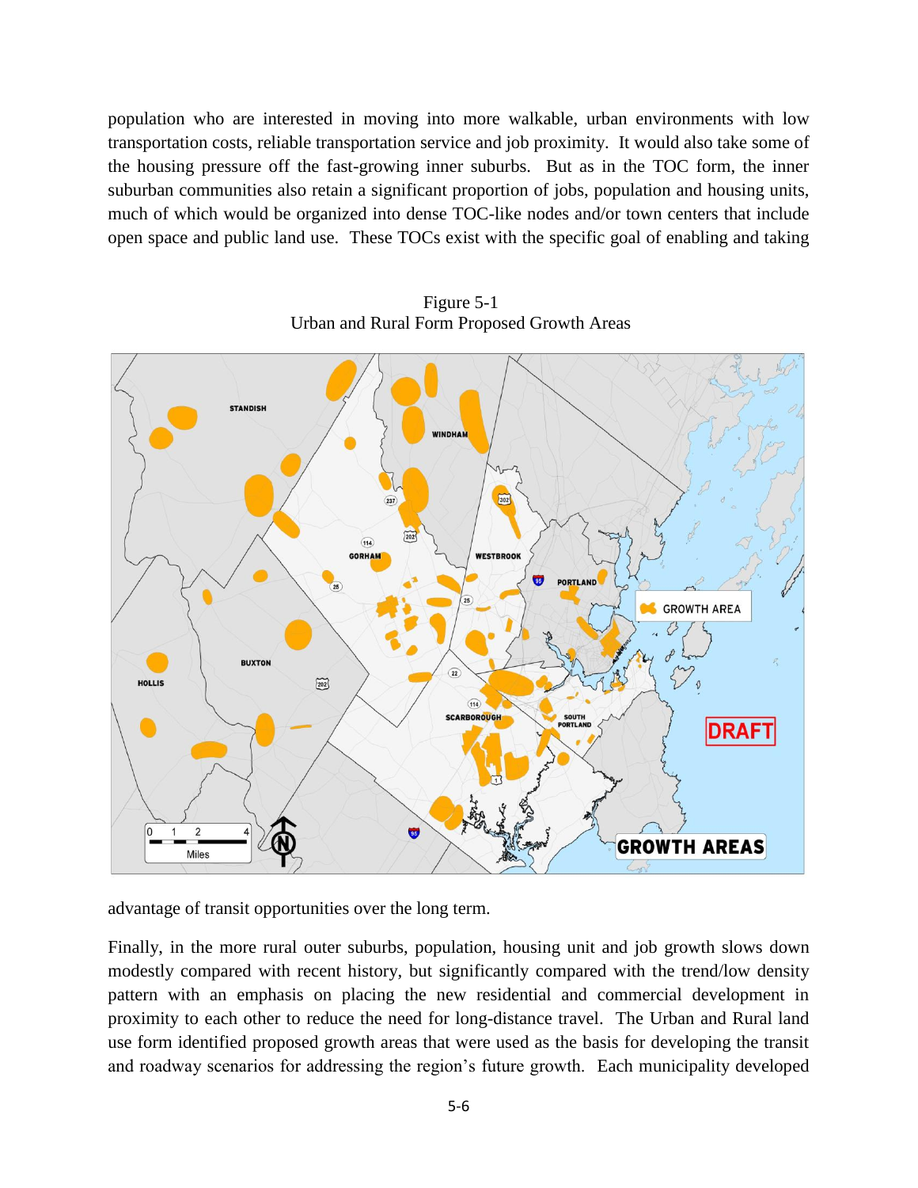population who are interested in moving into more walkable, urban environments with low transportation costs, reliable transportation service and job proximity. It would also take some of the housing pressure off the fast-growing inner suburbs. But as in the TOC form, the inner suburban communities also retain a significant proportion of jobs, population and housing units, much of which would be organized into dense TOC-like nodes and/or town centers that include open space and public land use. These TOCs exist with the specific goal of enabling and taking

Figure 5-1
Urban and Rural Form Proposed Growth Areas

advantage of transit opportunities over the long term.

Finally, in the more rural outer suburbs, population, housing unit and job growth slows down modestly compared with recent history, but significantly compared with the trend/low density pattern with an emphasis on placing the new residential and commercial development in proximity to each other to reduce the need for long-distance travel. The Urban and Rural land use form identified proposed growth areas that were used as the basis for developing the transit and roadway scenarios for addressing the region's future growth. Each municipality developed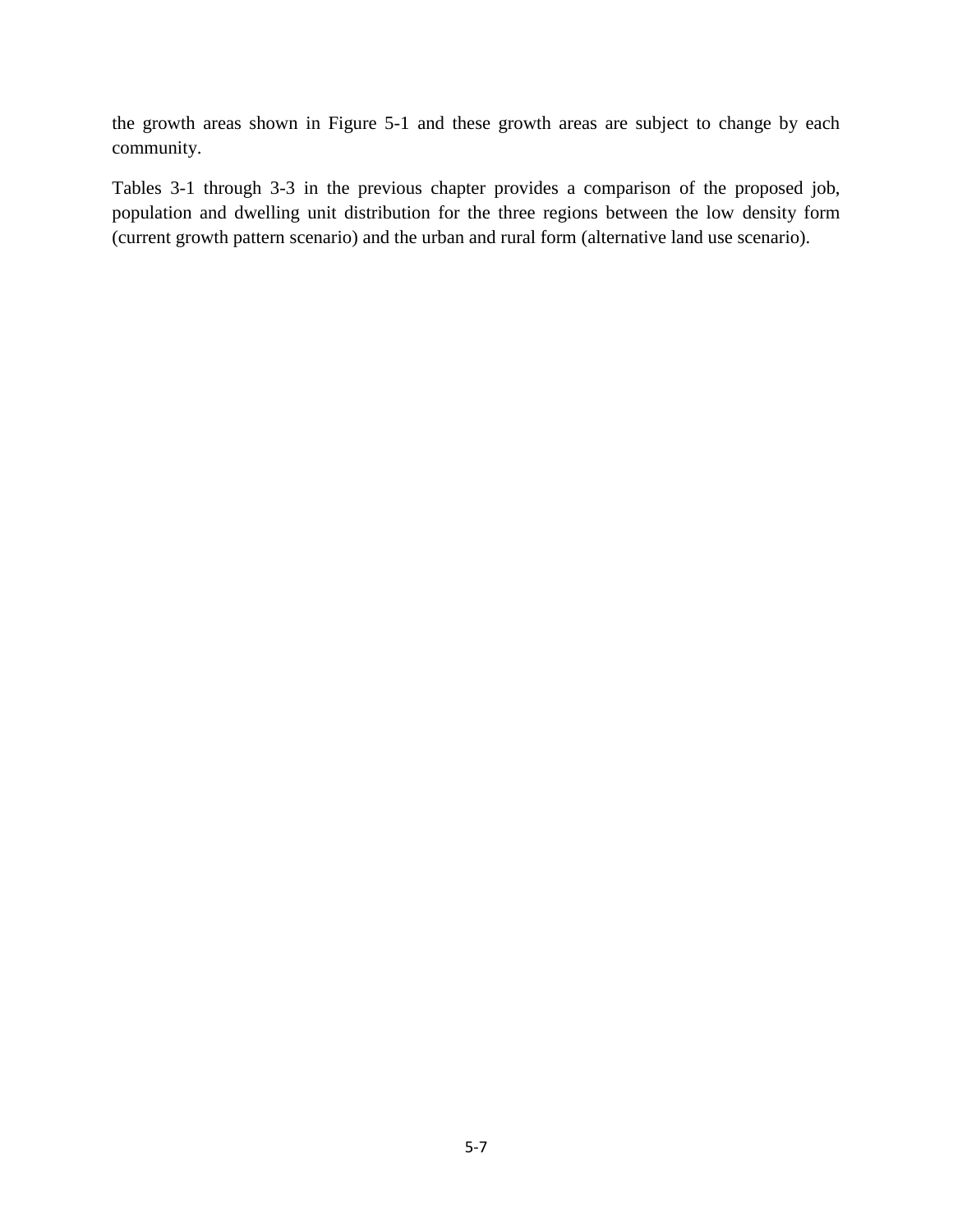the growth areas shown in Figure 5-1 and these growth areas are subject to change by each community.

Tables 3-1 through 3-3 in the previous chapter provides a comparison of the proposed job, population and dwelling unit distribution for the three regions between the low density form (current growth pattern scenario) and the urban and rural form (alternative land use scenario).